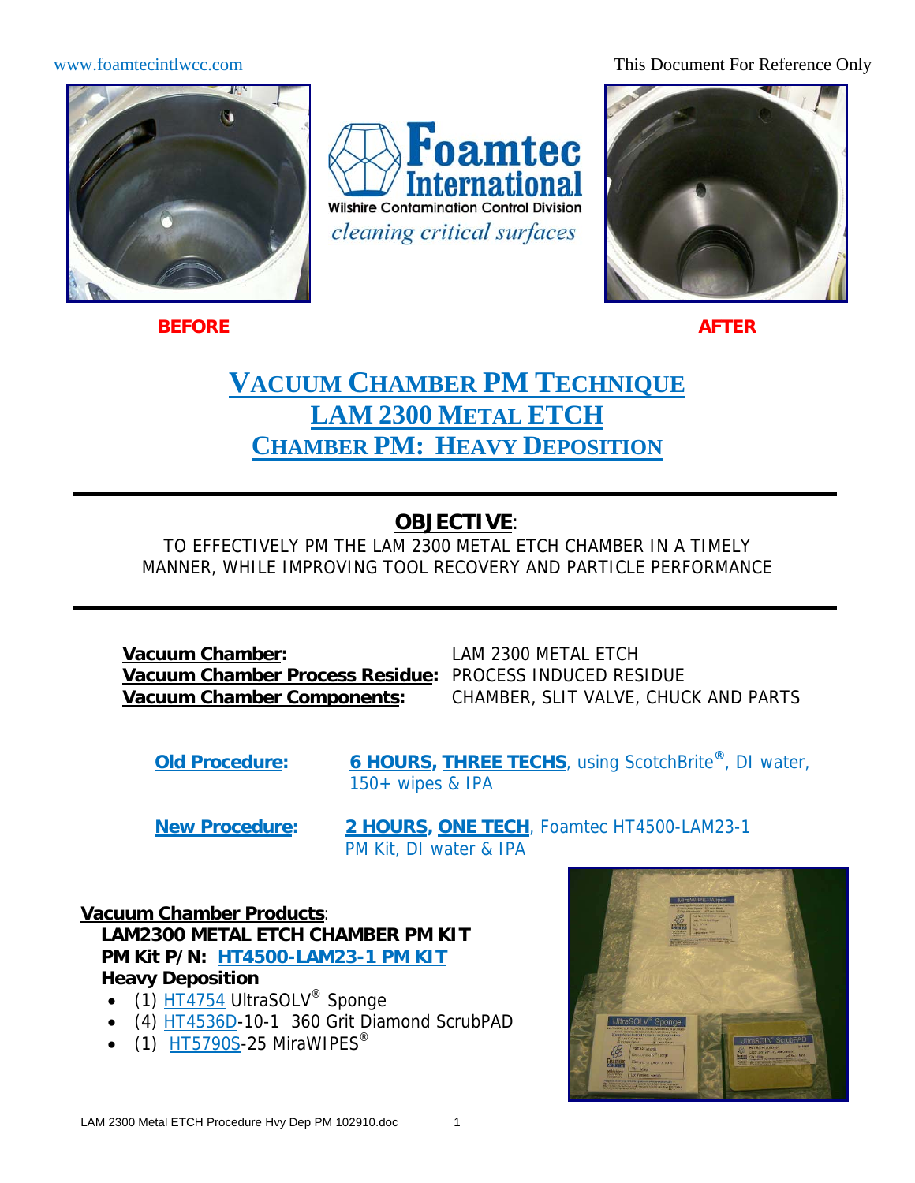www.foamtecintlwcc.com

This Document For Reference Only

Foamtec International
Wilshire Contamination Control Division
*cleaning critical surfaces*

**BEFORE** **AFTER**

# VACUUM CHAMBER PM TECHNIQUE
# LAM 2300 METAL ETCH
# CHAMBER PM: HEAVY DEPOSITION

---

## OBJECTIVE:

TO EFFECTIVELY PM THE LAM 2300 METAL ETCH CHAMBER IN A TIMELY MANNER, WHILE IMPROVING TOOL RECOVERY AND PARTICLE PERFORMANCE

---

**Vacuum Chamber:** LAM 2300 METAL ETCH
**Vacuum Chamber Process Residue:** PROCESS INDUCED RESIDUE
**Vacuum Chamber Components:** CHAMBER, SLIT VALVE, CHUCK AND PARTS

**Old Procedure:** **6 HOURS, THREE TECHS**, using ScotchBrite®, DI water, 150+ wipes & IPA

**New Procedure:** **2 HOURS, ONE TECH**, Foamtec HT4500-LAM23-1 PM Kit, DI water & IPA

**Vacuum Chamber Products**:
**LAM2300 METAL ETCH CHAMBER PM KIT**
**PM Kit P/N: HT4500-LAM23-1 PM KIT**
**Heavy Deposition**

- (1) HT4754 UltraSOLV® Sponge
- (4) HT4536D-10-1 360 Grit Diamond ScrubPAD
- (1) HT5790S-25 MiraWIPES®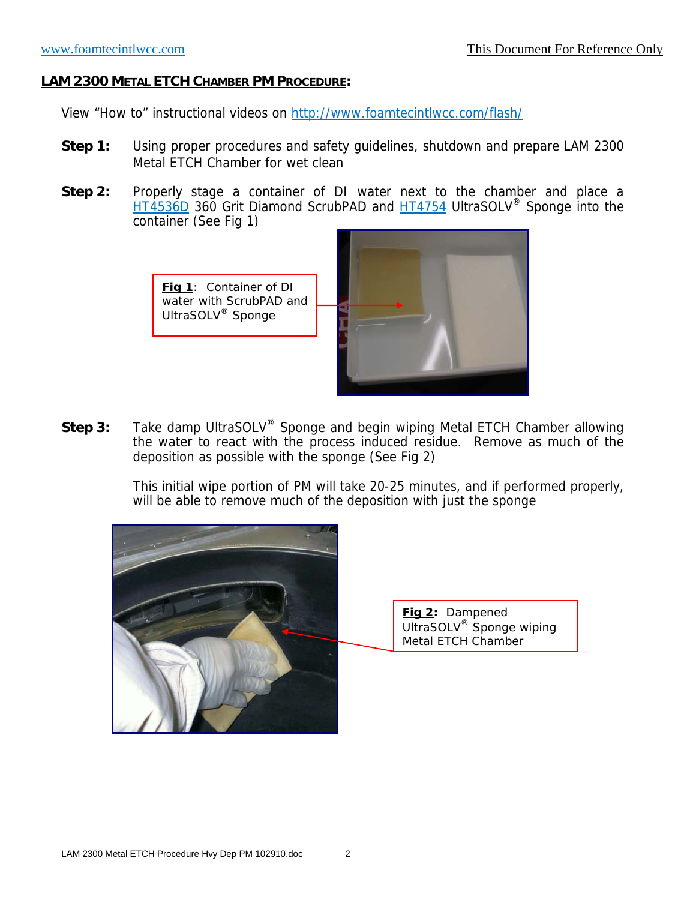## LAM 2300 METAL ETCH CHAMBER PM PROCEDURE:

View "How to" instructional videos on http://www.foamtecintlwcc.com/flash/

**Step 1:** Using proper procedures and safety guidelines, shutdown and prepare LAM 2300 Metal ETCH Chamber for wet clean

**Step 2:** Properly stage a container of DI water next to the chamber and place a HT4536D 360 Grit Diamond ScrubPAD and HT4754 UltraSOLV® Sponge into the container (See Fig 1)

**Fig 1**: Container of DI water with ScrubPAD and UltraSOLV® Sponge

**Step 3:** Take damp UltraSOLV® Sponge and begin wiping Metal ETCH Chamber allowing the water to react with the process induced residue. Remove as much of the deposition as possible with the sponge (See Fig 2)

This initial wipe portion of PM will take 20-25 minutes, and if performed properly, will be able to remove much of the deposition with just the sponge

**Fig 2:** Dampened UltraSOLV® Sponge wiping Metal ETCH Chamber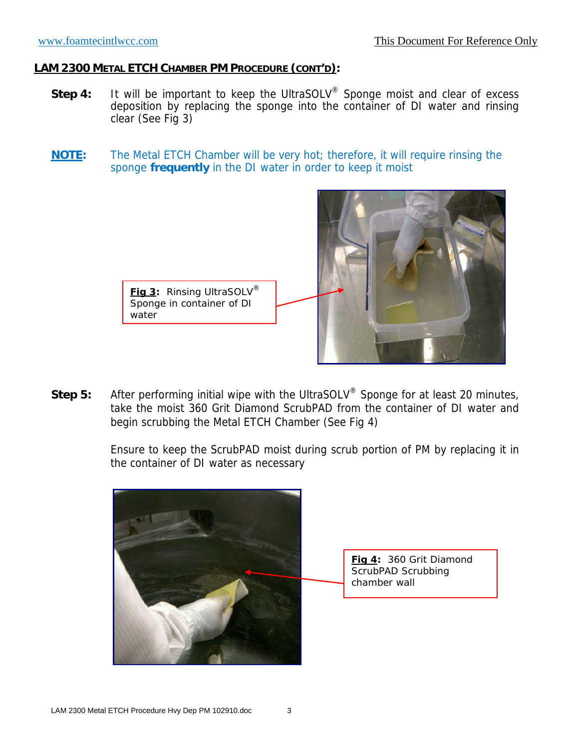## LAM 2300 METAL ETCH CHAMBER PM PROCEDURE (CONT'D):

**Step 4:** It will be important to keep the UltraSOLV® Sponge moist and clear of excess deposition by replacing the sponge into the container of DI water and rinsing clear (See Fig 3)

**NOTE:** The Metal ETCH Chamber will be very hot; therefore, it will require rinsing the sponge **frequently** in the DI water in order to keep it moist

**Fig 3:** Rinsing UltraSOLV® Sponge in container of DI water

**Step 5:** After performing initial wipe with the UltraSOLV® Sponge for at least 20 minutes, take the moist 360 Grit Diamond ScrubPAD from the container of DI water and begin scrubbing the Metal ETCH Chamber (See Fig 4)

Ensure to keep the ScrubPAD moist during scrub portion of PM by replacing it in the container of DI water as necessary

**Fig 4:** 360 Grit Diamond ScrubPAD Scrubbing chamber wall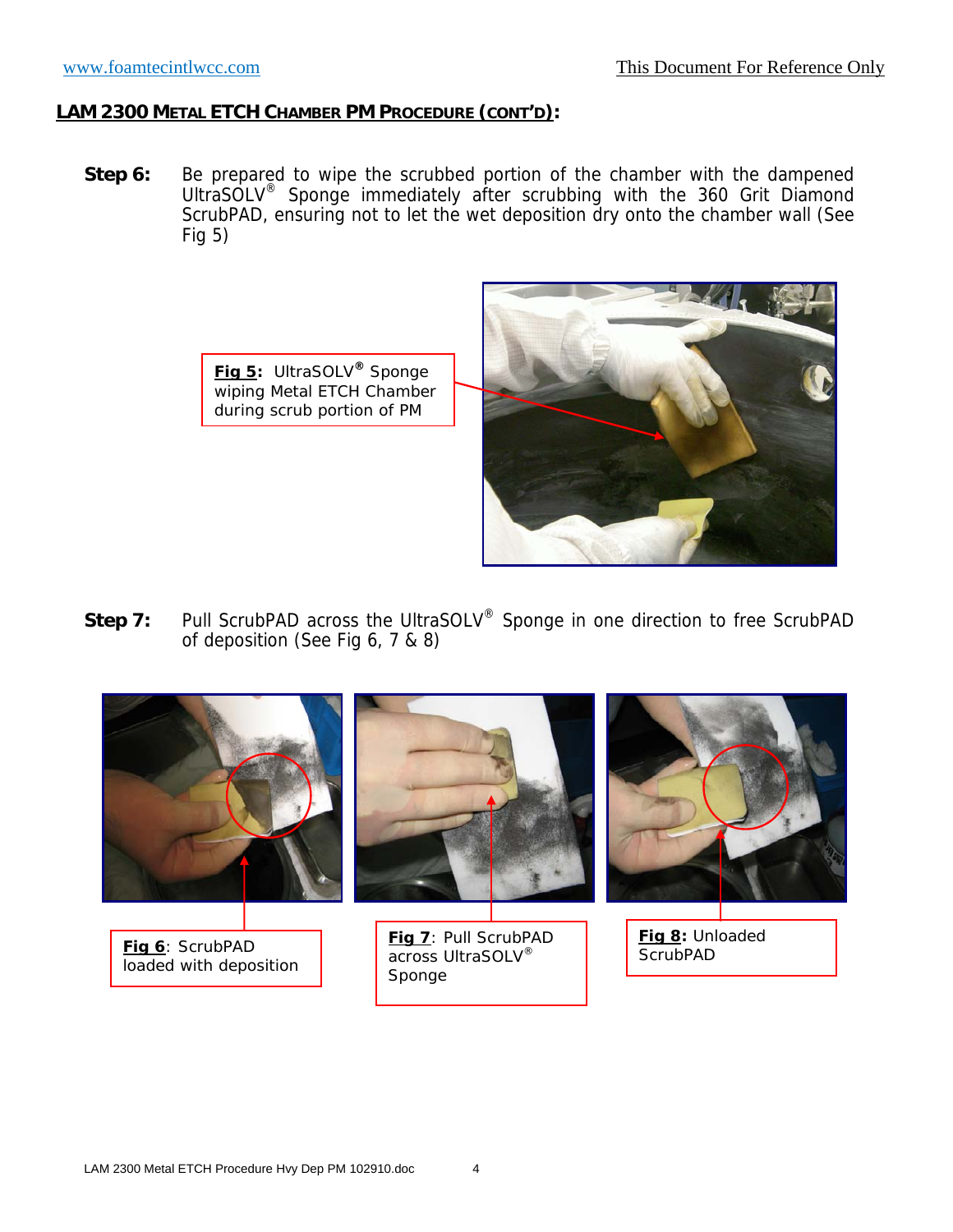## LAM 2300 METAL ETCH CHAMBER PM PROCEDURE (CONT'D):

**Step 6:** Be prepared to wipe the scrubbed portion of the chamber with the dampened UltraSOLV® Sponge immediately after scrubbing with the 360 Grit Diamond ScrubPAD, ensuring not to let the wet deposition dry onto the chamber wall (See Fig 5)

**Fig 5:** UltraSOLV® Sponge wiping Metal ETCH Chamber during scrub portion of PM

**Step 7:** Pull ScrubPAD across the UltraSOLV® Sponge in one direction to free ScrubPAD of deposition (See Fig 6, 7 & 8)

**Fig 6**: ScrubPAD loaded with deposition

**Fig 7**: Pull ScrubPAD across UltraSOLV® Sponge

**Fig 8:** Unloaded ScrubPAD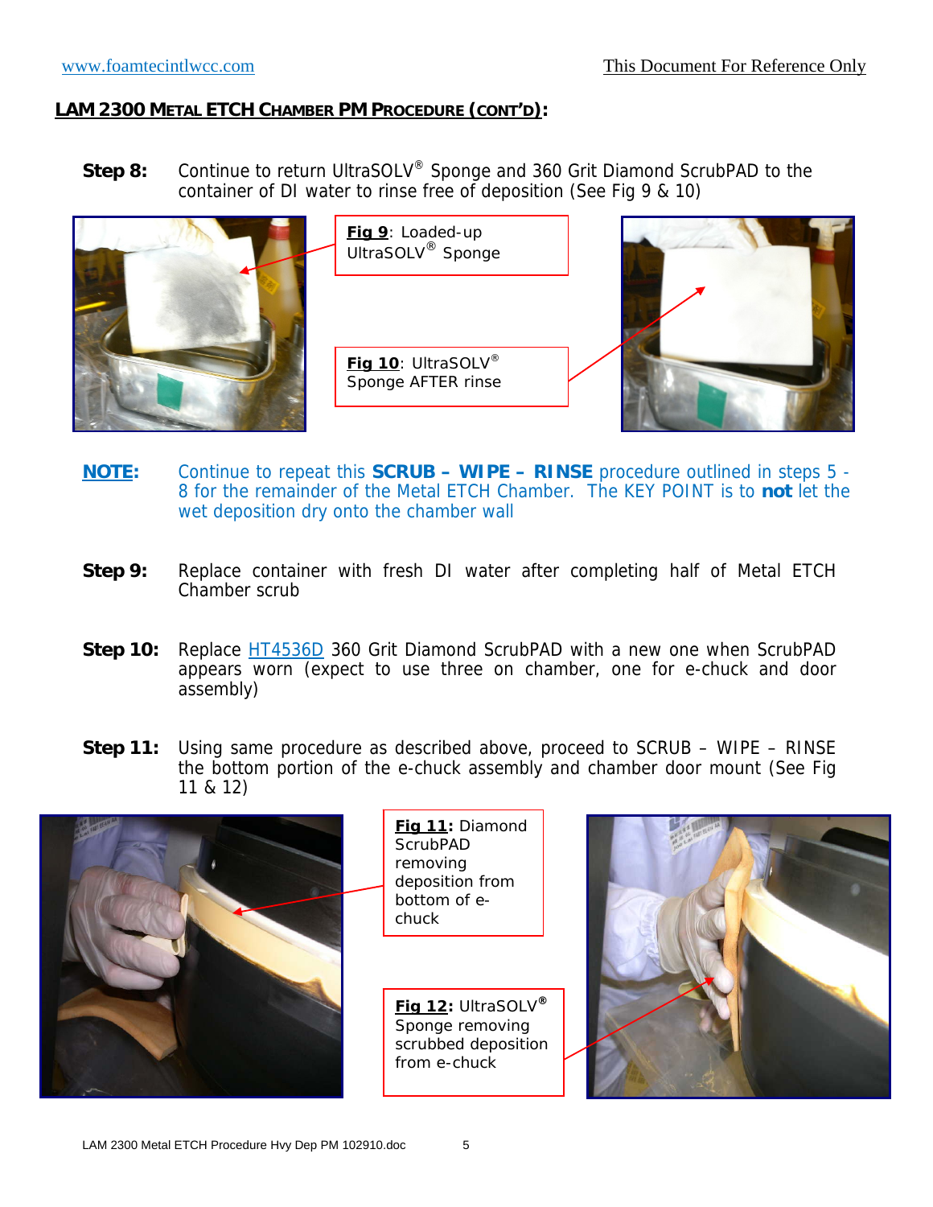**LAM 2300 METAL ETCH CHAMBER PM PROCEDURE (CONT'D):**

**Step 8:** Continue to return UltraSOLV® Sponge and 360 Grit Diamond ScrubPAD to the container of DI water to rinse free of deposition (See Fig 9 & 10)

**Fig 9**: Loaded-up UltraSOLV® Sponge

**Fig 10**: UltraSOLV® Sponge AFTER rinse

**NOTE:** Continue to repeat this **SCRUB – WIPE – RINSE** procedure outlined in steps 5 - 8 for the remainder of the Metal ETCH Chamber. The KEY POINT is to **not** let the wet deposition dry onto the chamber wall

**Step 9:** Replace container with fresh DI water after completing half of Metal ETCH Chamber scrub

**Step 10:** Replace HT4536D 360 Grit Diamond ScrubPAD with a new one when ScrubPAD appears worn (expect to use three on chamber, one for e-chuck and door assembly)

**Step 11:** Using same procedure as described above, proceed to SCRUB – WIPE – RINSE the bottom portion of the e-chuck assembly and chamber door mount (See Fig 11 & 12)

**Fig 11:** Diamond ScrubPAD removing deposition from bottom of e-chuck

**Fig 12:** UltraSOLV® Sponge removing scrubbed deposition from e-chuck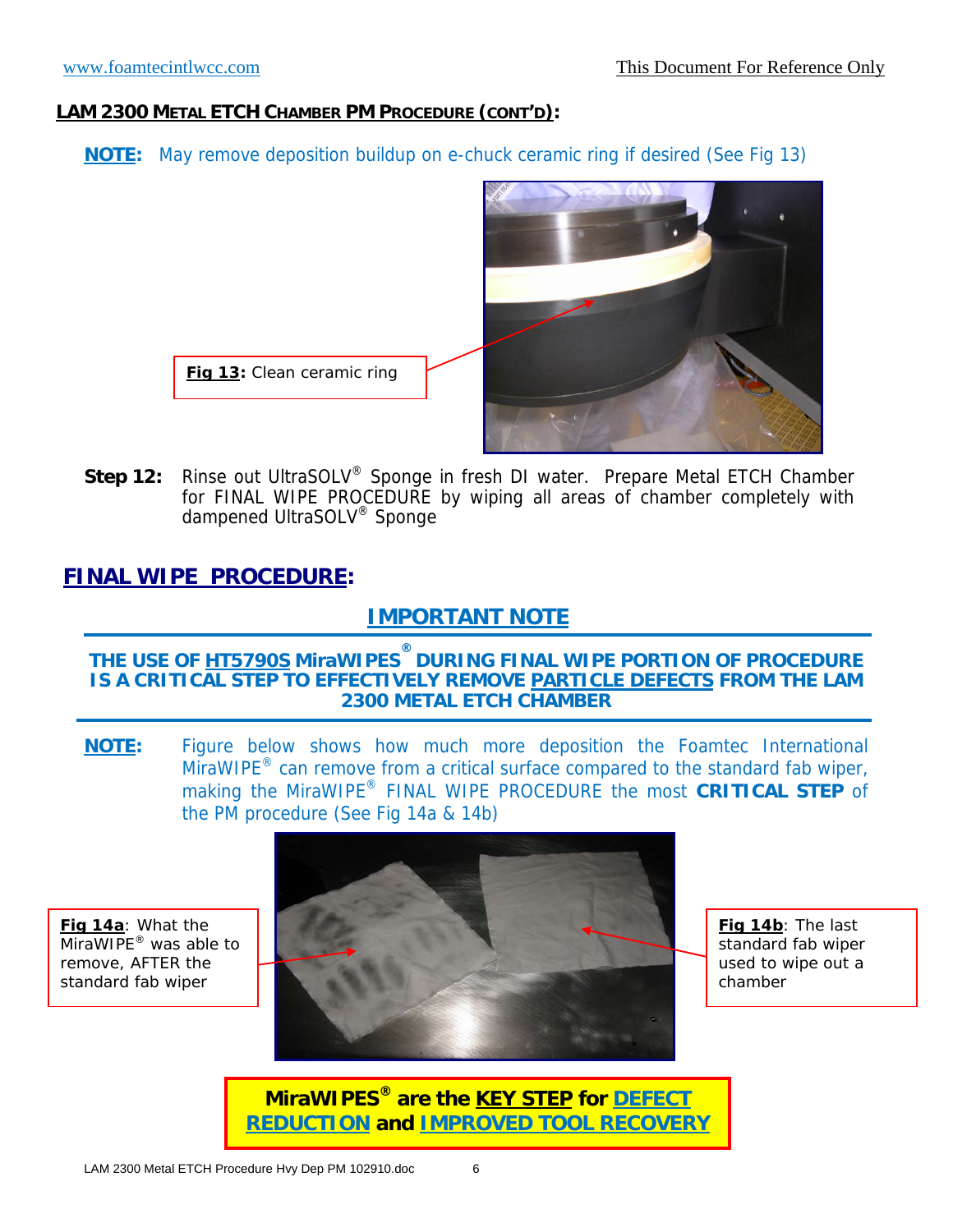## LAM 2300 METAL ETCH CHAMBER PM PROCEDURE (CONT'D):

**NOTE:** May remove deposition buildup on e-chuck ceramic ring if desired (See Fig 13)

**Fig 13:** Clean ceramic ring

**Step 12:** Rinse out UltraSOLV® Sponge in fresh DI water. Prepare Metal ETCH Chamber for FINAL WIPE PROCEDURE by wiping all areas of chamber completely with dampened UltraSOLV® Sponge

## FINAL WIPE PROCEDURE:

### IMPORTANT NOTE

**THE USE OF HT5790S MiraWIPES® DURING FINAL WIPE PORTION OF PROCEDURE IS A CRITICAL STEP TO EFFECTIVELY REMOVE PARTICLE DEFECTS FROM THE LAM 2300 METAL ETCH CHAMBER**

**NOTE:** Figure below shows how much more deposition the Foamtec International MiraWIPE® can remove from a critical surface compared to the standard fab wiper, making the MiraWIPE® FINAL WIPE PROCEDURE the most **CRITICAL STEP** of the PM procedure (See Fig 14a & 14b)

**Fig 14a**: What the MiraWIPE® was able to remove, AFTER the standard fab wiper

**Fig 14b**: The last standard fab wiper used to wipe out a chamber

**MiraWIPES® are the KEY STEP for DEFECT REDUCTION and IMPROVED TOOL RECOVERY**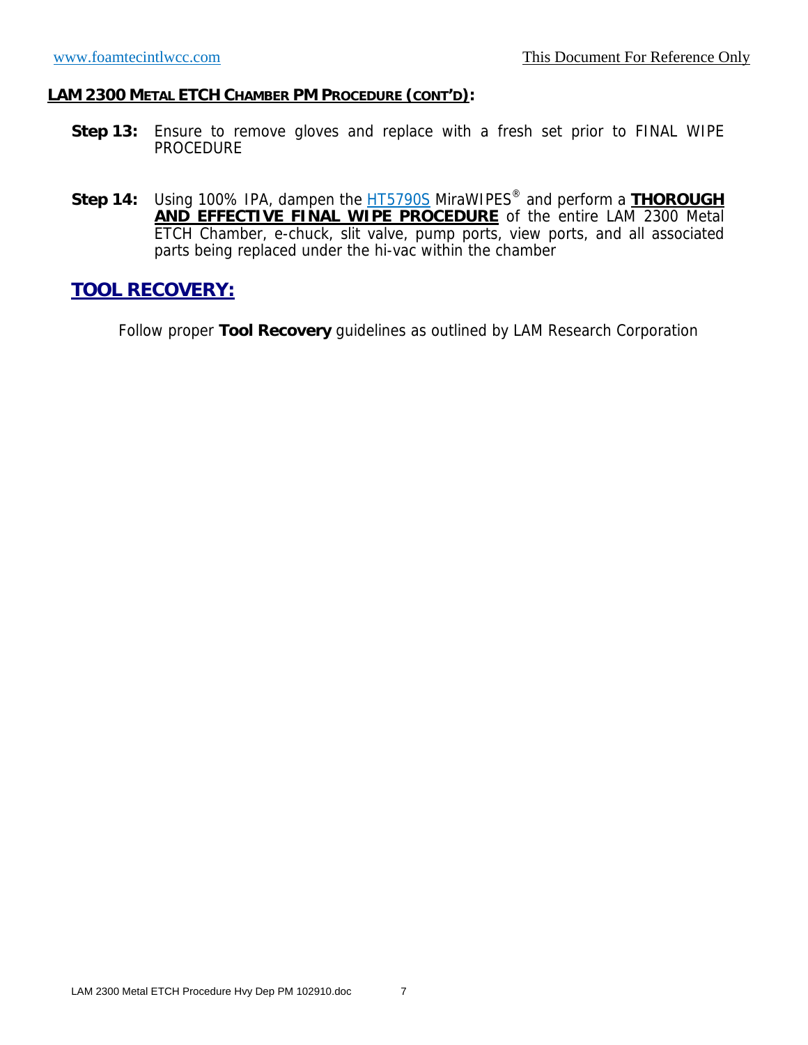**LAM 2300 METAL ETCH CHAMBER PM PROCEDURE (CONT'D):**

**Step 13:** Ensure to remove gloves and replace with a fresh set prior to FINAL WIPE PROCEDURE

**Step 14:** Using 100% IPA, dampen the HT5790S MiraWIPES® and perform a **THOROUGH AND EFFECTIVE FINAL WIPE PROCEDURE** of the entire LAM 2300 Metal ETCH Chamber, e-chuck, slit valve, pump ports, view ports, and all associated parts being replaced under the hi-vac within the chamber

## TOOL RECOVERY:

Follow proper **Tool Recovery** guidelines as outlined by LAM Research Corporation